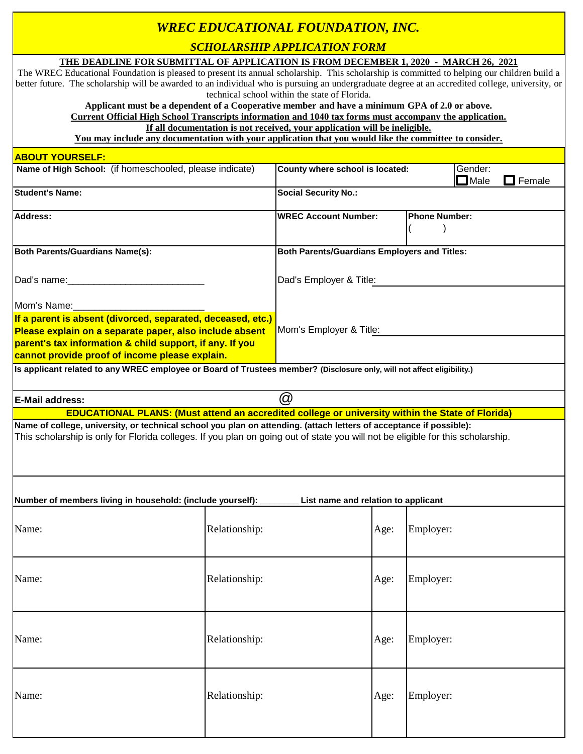# *WREC EDUCATIONAL FOUNDATION, INC.*

## *SCHOLARSHIP APPLICATION FORM*

**THE DEADLINE FOR SUBMITTAL OF APPLICATION IS FROM DECEMBER 1, 2020 - MARCH 26, 2021**

The WREC Educational Foundation is pleased to present its annual scholarship. This scholarship is committed to helping our children build a better future. The scholarship will be awarded to an individual who is pursuing an undergraduate degree at an accredited college, university, or technical school within the state of Florida.

**Applicant must be a dependent of a Cooperative member and have a minimum GPA of 2.0 or above.**

**Current Official High School Transcripts information and 1040 tax forms must accompany the application.**

**If all documentation is not received, your application will be ineligible.**

**You may include any documentation with your application that you would like the committee to consider.**

### ABOUT YOURSELF:

| **Name of High School:** (if homeschooled, please indicate) | **County where school is located:** | Gender: ☐ Male ☐ Female |
|---|---|---|
| **Student's Name:** | **Social Security No.:** | |
| **Address:** | **WREC Account Number:** | **Phone Number:** ( ) |

**Both Parents/Guardians Name(s):**

Dad's name:___________________________

Mom's Name:_________________________

**If a parent is absent (divorced, separated, deceased, etc.) Please explain on a separate paper, also include absent parent's tax information & child support, if any. If you cannot provide proof of income please explain.**

**Both Parents/Guardians Employers and Titles:**

Dad's Employer & Title: ___________________________

Mom's Employer & Title: ___________________________

**Is applicant related to any WREC employee or Board of Trustees member? (Disclosure only, will not affect eligibility.)**

**E-Mail address:** @

### EDUCATIONAL PLANS: (Must attend an accredited college or university within the State of Florida)

**Name of college, university, or technical school you plan on attending. (attach letters of acceptance if possible):**

This scholarship is only for Florida colleges. If you plan on going out of state you will not be eligible for this scholarship.

**Number of members living in household: (include yourself): ________ List name and relation to applicant**

| Name: | Relationship: | Age: | Employer: |
|---|---|---|---|
| Name: | Relationship: | Age: | Employer: |
| Name: | Relationship: | Age: | Employer: |
| Name: | Relationship: | Age: | Employer: |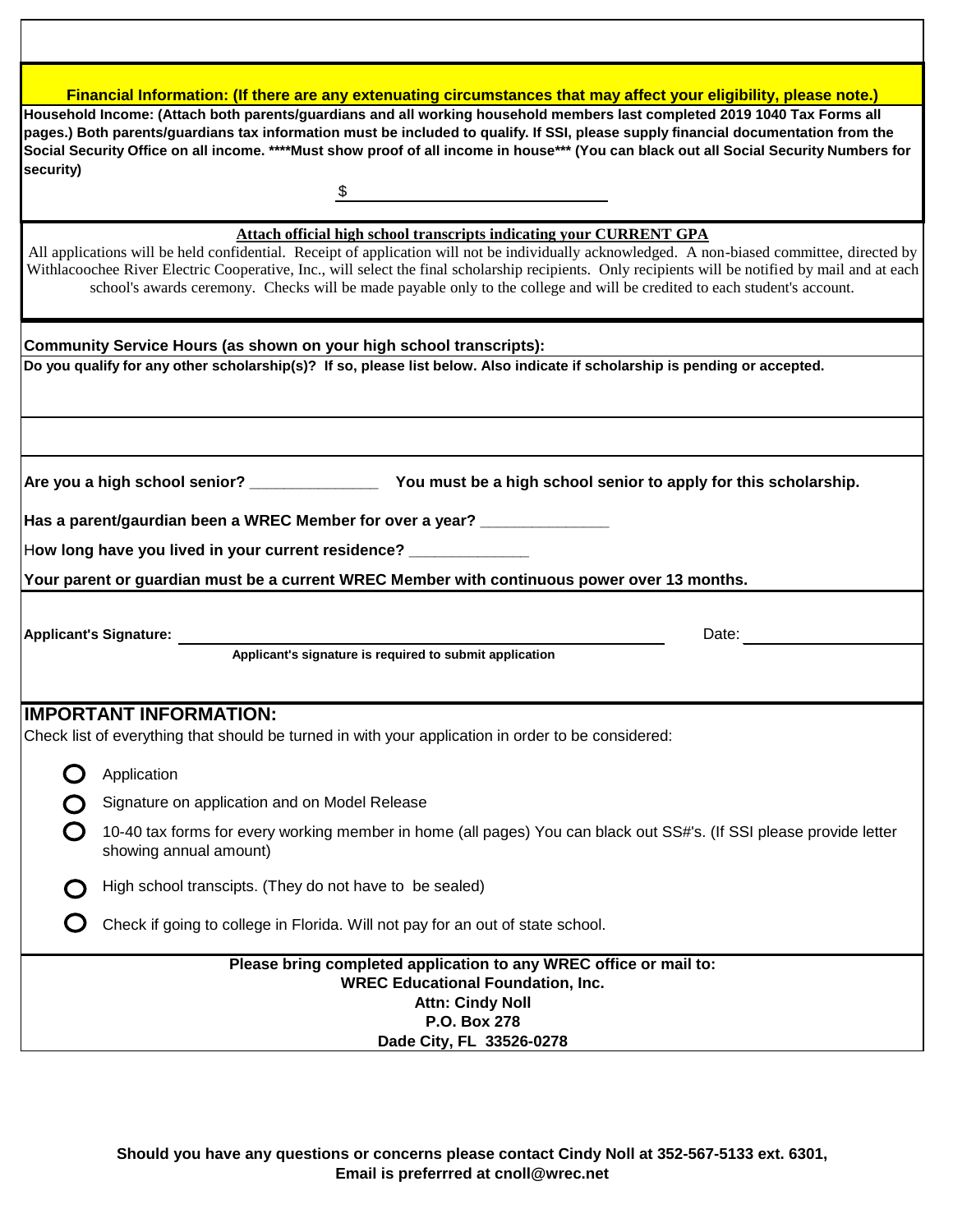**Financial Information: (If there are any extenuating circumstances that may affect your eligibility, please note.)**

**Household Income: (Attach both parents/guardians and all working household members last completed 2019 1040 Tax Forms all pages.) Both parents/guardians tax information must be included to qualify. If SSI, please supply financial documentation from the Social Security Office on all income. ****Must show proof of all income in house*** (You can black out all Social Security Numbers for security)**

$ ______________________________

**Attach official high school transcripts indicating your CURRENT GPA**

All applications will be held confidential. Receipt of application will not be individually acknowledged. A non-biased committee, directed by Withlacoochee River Electric Cooperative, Inc., will select the final scholarship recipients. Only recipients will be notified by mail and at each school's awards ceremony. Checks will be made payable only to the college and will be credited to each student's account.

**Community Service Hours (as shown on your high school transcripts):**

**Do you qualify for any other scholarship(s)? If so, please list below. Also indicate if scholarship is pending or accepted.**

**Are you a high school senior?** _______________ **You must be a high school senior to apply for this scholarship.**

**Has a parent/gaurdian been a WREC Member for over a year?** _______________

**How long have you lived in your current residence?** _____________

**Your parent or guardian must be a current WREC Member with continuous power over 13 months.**

**Applicant's Signature:** ______________________________ Date: ______________

**Applicant's signature is required to submit application**

## IMPORTANT INFORMATION:

Check list of everything that should be turned in with your application in order to be considered:

- ○ Application
- ○ Signature on application and on Model Release
- ○ 10-40 tax forms for every working member in home (all pages) You can black out SS#'s. (If SSI please provide letter showing annual amount)
- ○ High school transcipts. (They do not have to be sealed)
- ○ Check if going to college in Florida. Will not pay for an out of state school.

**Please bring completed application to any WREC office or mail to:**
**WREC Educational Foundation, Inc.**
**Attn: Cindy Noll**
**P.O. Box 278**
**Dade City, FL 33526-0278**

**Should you have any questions or concerns please contact Cindy Noll at 352-567-5133 ext. 6301, Email is preferrred at cnoll@wrec.net**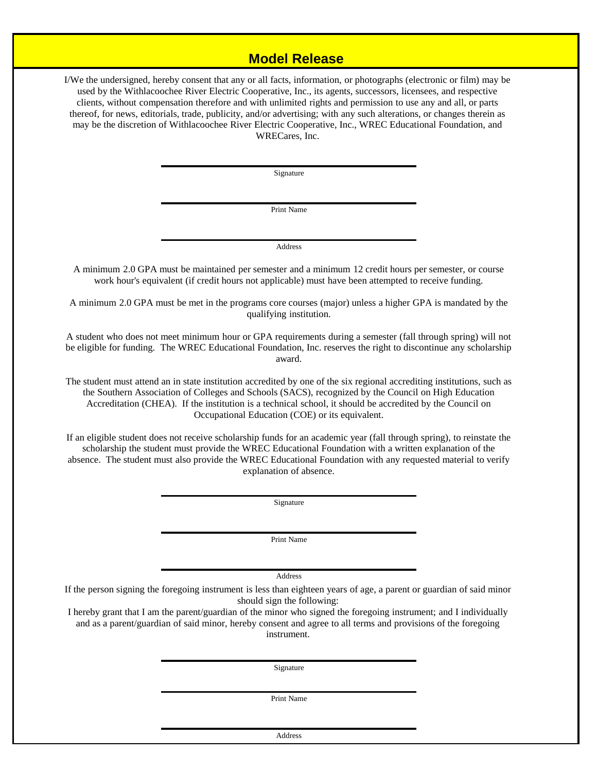# Model Release

I/We the undersigned, hereby consent that any or all facts, information, or photographs (electronic or film) may be used by the Withlacoochee River Electric Cooperative, Inc., its agents, successors, licensees, and respective clients, without compensation therefore and with unlimited rights and permission to use any and all, or parts thereof, for news, editorials, trade, publicity, and/or advertising; with any such alterations, or changes therein as may be the discretion of Withlacoochee River Electric Cooperative, Inc., WREC Educational Foundation, and WRECares, Inc.

___________________________________
Signature

___________________________________
Print Name

___________________________________
Address

A minimum 2.0 GPA must be maintained per semester and a minimum 12 credit hours per semester, or course work hour's equivalent (if credit hours not applicable) must have been attempted to receive funding.

A minimum 2.0 GPA must be met in the programs core courses (major) unless a higher GPA is mandated by the qualifying institution.

A student who does not meet minimum hour or GPA requirements during a semester (fall through spring) will not be eligible for funding. The WREC Educational Foundation, Inc. reserves the right to discontinue any scholarship award.

The student must attend an in state institution accredited by one of the six regional accrediting institutions, such as the Southern Association of Colleges and Schools (SACS), recognized by the Council on High Education Accreditation (CHEA). If the institution is a technical school, it should be accredited by the Council on Occupational Education (COE) or its equivalent.

If an eligible student does not receive scholarship funds for an academic year (fall through spring), to reinstate the scholarship the student must provide the WREC Educational Foundation with a written explanation of the absence. The student must also provide the WREC Educational Foundation with any requested material to verify explanation of absence.

___________________________________
Signature

___________________________________
Print Name

___________________________________
Address

If the person signing the foregoing instrument is less than eighteen years of age, a parent or guardian of said minor should sign the following:

I hereby grant that I am the parent/guardian of the minor who signed the foregoing instrument; and I individually and as a parent/guardian of said minor, hereby consent and agree to all terms and provisions of the foregoing instrument.

___________________________________
Signature

___________________________________
Print Name

___________________________________
Address